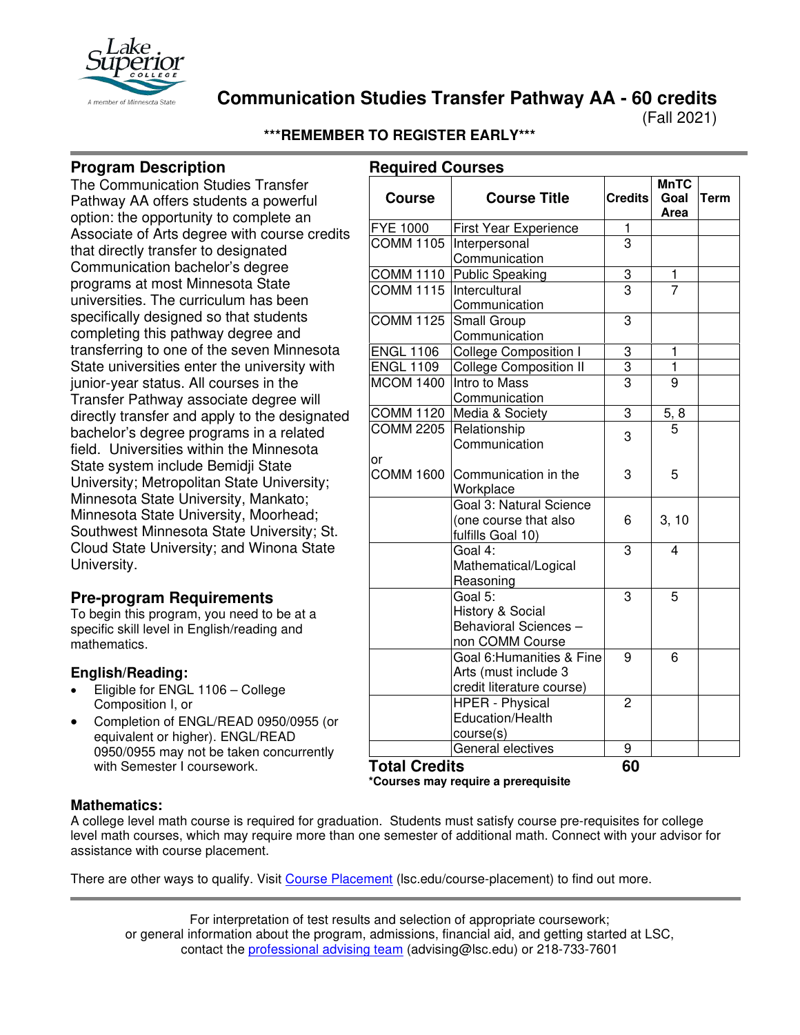# Communication Studies Transfer Pathway AA - 60 credits

(Fall 2021)

**\*\*\*REMEMBER TO REGISTER EARLY\*\*\***

## Program Description

The Communication Studies Transfer Pathway AA offers students a powerful option: the opportunity to complete an Associate of Arts degree with course credits that directly transfer to designated Communication bachelor's degree programs at most Minnesota State universities. The curriculum has been specifically designed so that students completing this pathway degree and transferring to one of the seven Minnesota State universities enter the university with junior-year status. All courses in the Transfer Pathway associate degree will directly transfer and apply to the designated bachelor's degree programs in a related field. Universities within the Minnesota State system include Bemidji State University; Metropolitan State University; Minnesota State University, Mankato; Minnesota State University, Moorhead; Southwest Minnesota State University; St. Cloud State University; and Winona State University.

## Pre-program Requirements

To begin this program, you need to be at a specific skill level in English/reading and mathematics.

### English/Reading:

- Eligible for ENGL 1106 – College Composition I, or
- Completion of ENGL/READ 0950/0955 (or equivalent or higher). ENGL/READ 0950/0955 may not be taken concurrently with Semester I coursework.

## Required Courses

| Course | Course Title | Credits | MnTC Goal Area | Term |
|---|---|---|---|---|
| FYE 1000 | First Year Experience | 1 | | |
| COMM 1105 | Interpersonal Communication | 3 | | |
| COMM 1110 | Public Speaking | 3 | 1 | |
| COMM 1115 | Intercultural Communication | 3 | 7 | |
| COMM 1125 | Small Group Communication | 3 | | |
| ENGL 1106 | College Composition I | 3 | 1 | |
| ENGL 1109 | College Composition II | 3 | 1 | |
| MCOM 1400 | Intro to Mass Communication | 3 | 9 | |
| COMM 1120 | Media & Society | 3 | 5, 8 | |
| COMM 2205 | Relationship Communication | 3 | 5 | |
| or COMM 1600 | Communication in the Workplace | 3 | 5 | |
| | Goal 3: Natural Science (one course that also fulfills Goal 10) | 6 | 3, 10 | |
| | Goal 4: Mathematical/Logical Reasoning | 3 | 4 | |
| | Goal 5: History & Social Behavioral Sciences – non COMM Course | 3 | 5 | |
| | Goal 6:Humanities & Fine Arts (must include 3 credit literature course) | 9 | 6 | |
| | HPER - Physical Education/Health course(s) | 2 | | |
| | General electives | 9 | | |
| **Total Credits** | | **60** | | |

**\*Courses may require a prerequisite**

### Mathematics:

A college level math course is required for graduation. Students must satisfy course pre-requisites for college level math courses, which may require more than one semester of additional math. Connect with your advisor for assistance with course placement.

There are other ways to qualify. Visit Course Placement (lsc.edu/course-placement) to find out more.

For interpretation of test results and selection of appropriate coursework; or general information about the program, admissions, financial aid, and getting started at LSC, contact the professional advising team (advising@lsc.edu) or 218-733-7601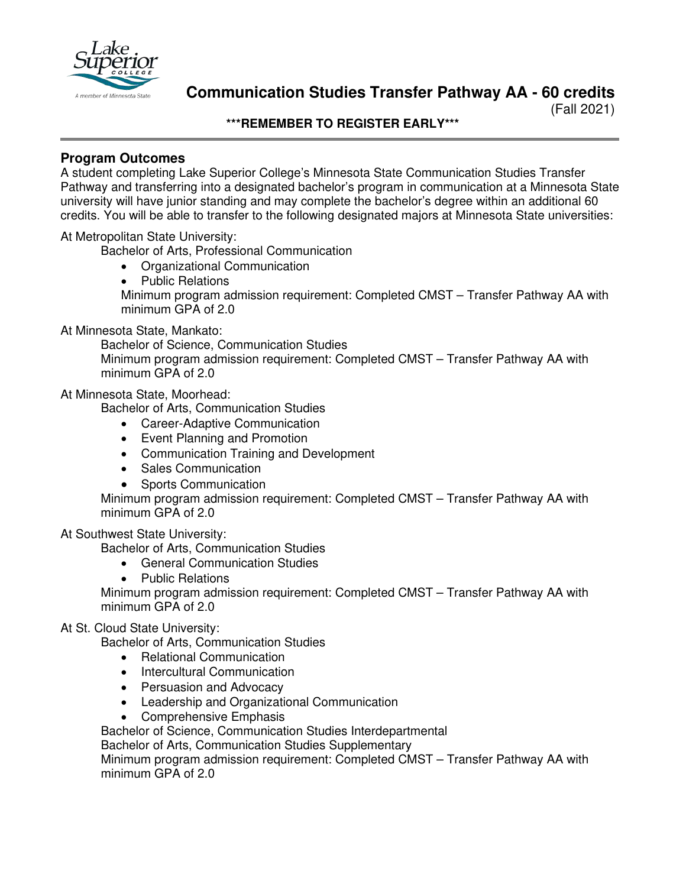# Communication Studies Transfer Pathway AA - 60 credits

(Fall 2021)

**\*\*\*REMEMBER TO REGISTER EARLY\*\*\***

## Program Outcomes

A student completing Lake Superior College's Minnesota State Communication Studies Transfer Pathway and transferring into a designated bachelor's program in communication at a Minnesota State university will have junior standing and may complete the bachelor's degree within an additional 60 credits. You will be able to transfer to the following designated majors at Minnesota State universities:

At Metropolitan State University:

Bachelor of Arts, Professional Communication

- Organizational Communication
- Public Relations

Minimum program admission requirement: Completed CMST – Transfer Pathway AA with minimum GPA of 2.0

At Minnesota State, Mankato:

Bachelor of Science, Communication Studies

Minimum program admission requirement: Completed CMST – Transfer Pathway AA with minimum GPA of 2.0

At Minnesota State, Moorhead:

Bachelor of Arts, Communication Studies

- Career-Adaptive Communication
- Event Planning and Promotion
- Communication Training and Development
- Sales Communication
- Sports Communication

Minimum program admission requirement: Completed CMST – Transfer Pathway AA with minimum GPA of 2.0

At Southwest State University:

Bachelor of Arts, Communication Studies

- General Communication Studies
- Public Relations

Minimum program admission requirement: Completed CMST – Transfer Pathway AA with minimum GPA of 2.0

At St. Cloud State University:

Bachelor of Arts, Communication Studies

- Relational Communication
- Intercultural Communication
- Persuasion and Advocacy
- Leadership and Organizational Communication
- Comprehensive Emphasis

Bachelor of Science, Communication Studies Interdepartmental

Bachelor of Arts, Communication Studies Supplementary

Minimum program admission requirement: Completed CMST – Transfer Pathway AA with minimum GPA of 2.0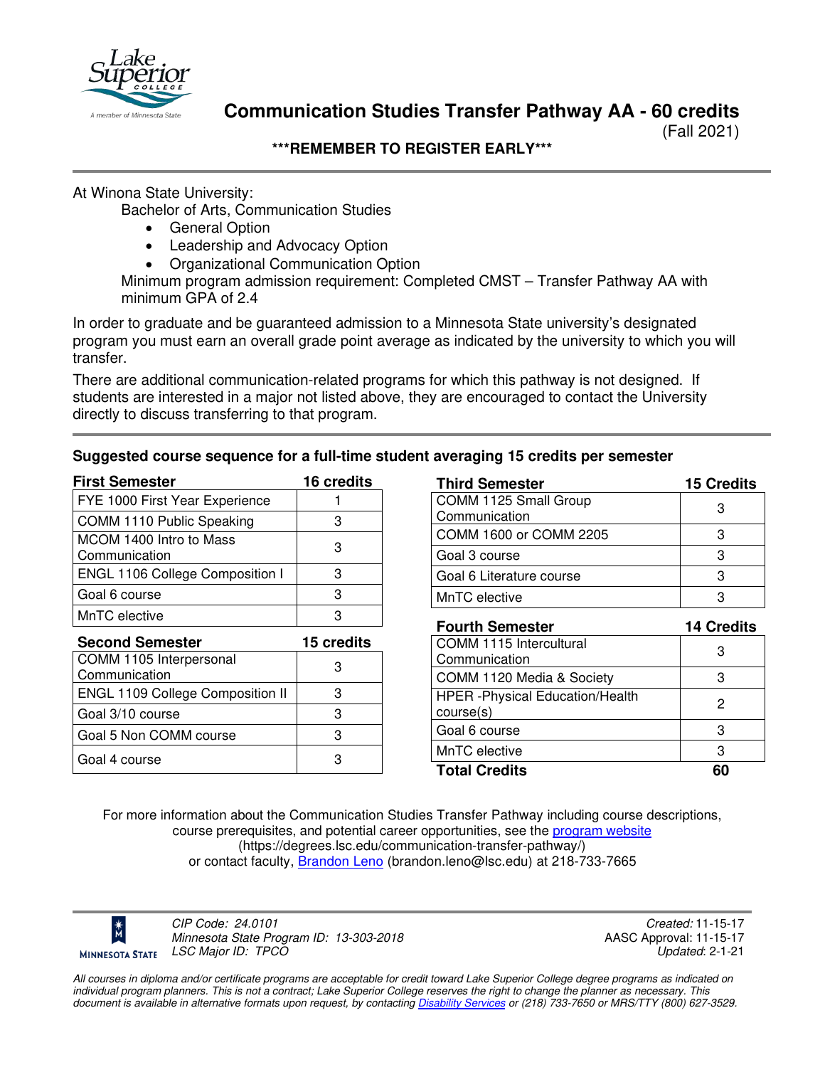# Communication Studies Transfer Pathway AA - 60 credits

(Fall 2021)

**\*\*\*REMEMBER TO REGISTER EARLY\*\*\***

At Winona State University:

Bachelor of Arts, Communication Studies

- General Option
- Leadership and Advocacy Option
- Organizational Communication Option

Minimum program admission requirement: Completed CMST – Transfer Pathway AA with minimum GPA of 2.4

In order to graduate and be guaranteed admission to a Minnesota State university's designated program you must earn an overall grade point average as indicated by the university to which you will transfer.

There are additional communication-related programs for which this pathway is not designed. If students are interested in a major not listed above, they are encouraged to contact the University directly to discuss transferring to that program.

## Suggested course sequence for a full-time student averaging 15 credits per semester

| First Semester | 16 credits |
|---|---|
| FYE 1000 First Year Experience | 1 |
| COMM 1110 Public Speaking | 3 |
| MCOM 1400 Intro to Mass Communication | 3 |
| ENGL 1106 College Composition I | 3 |
| Goal 6 course | 3 |
| MnTC elective | 3 |

| Second Semester | 15 credits |
|---|---|
| COMM 1105 Interpersonal Communication | 3 |
| ENGL 1109 College Composition II | 3 |
| Goal 3/10 course | 3 |
| Goal 5 Non COMM course | 3 |
| Goal 4 course | 3 |

| Third Semester | 15 Credits |
|---|---|
| COMM 1125 Small Group Communication | 3 |
| COMM 1600 or COMM 2205 | 3 |
| Goal 3 course | 3 |
| Goal 6 Literature course | 3 |
| MnTC elective | 3 |

| Fourth Semester | 14 Credits |
|---|---|
| COMM 1115 Intercultural Communication | 3 |
| COMM 1120 Media & Society | 3 |
| HPER -Physical Education/Health course(s) | 2 |
| Goal 6 course | 3 |
| MnTC elective | 3 |
| **Total Credits** | **60** |

For more information about the Communication Studies Transfer Pathway including course descriptions, course prerequisites, and potential career opportunities, see the program website (https://degrees.lsc.edu/communication-transfer-pathway/) or contact faculty, Brandon Leno (brandon.leno@lsc.edu) at 218-733-7665

*CIP Code: 24.0101*
*Minnesota State Program ID: 13-303-2018*
*LSC Major ID: TPCO*

*Created:* 11-15-17
AASC Approval: 11-15-17
*Updated*: 2-1-21

*All courses in diploma and/or certificate programs are acceptable for credit toward Lake Superior College degree programs as indicated on individual program planners. This is not a contract; Lake Superior College reserves the right to change the planner as necessary. This document is available in alternative formats upon request, by contacting Disability Services or (218) 733-7650 or MRS/TTY (800) 627-3529.*